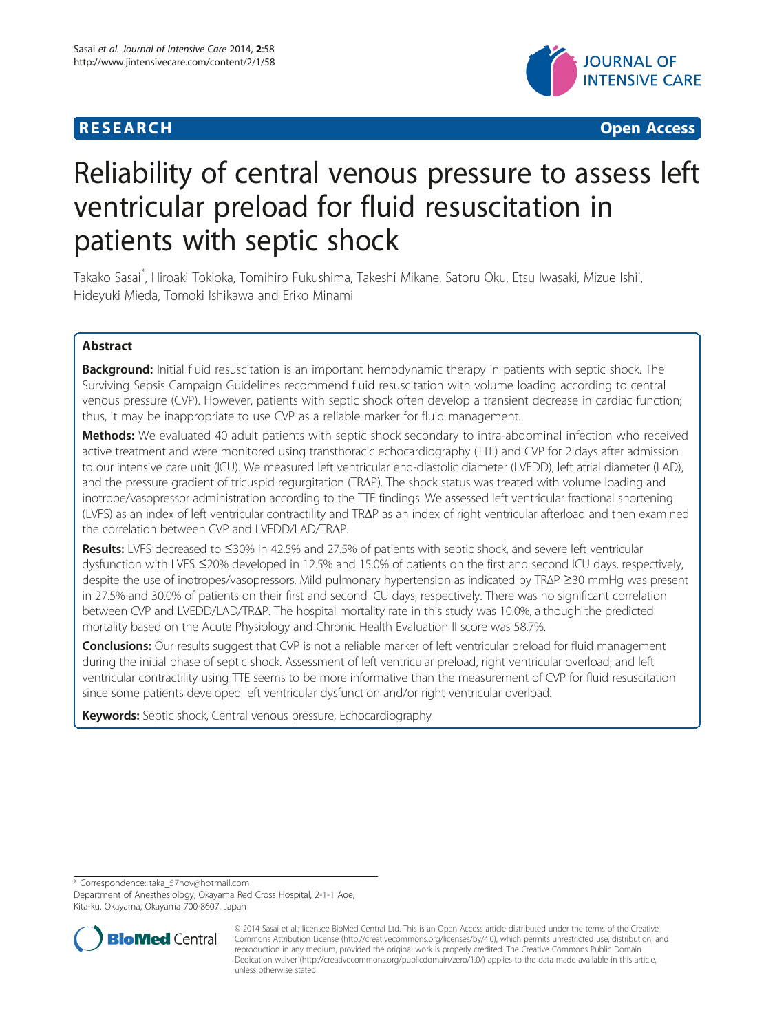RESEARCH Open Access

# Reliability of central venous pressure to assess left ventricular preload for fluid resuscitation in patients with septic shock

Takako Sasai*, Hiroaki Tokioka, Tomihiro Fukushima, Takeshi Mikane, Satoru Oku, Etsu Iwasaki, Mizue Ishii, Hideyuki Mieda, Tomoki Ishikawa and Eriko Minami

## Abstract

**Background:** Initial fluid resuscitation is an important hemodynamic therapy in patients with septic shock. The Surviving Sepsis Campaign Guidelines recommend fluid resuscitation with volume loading according to central venous pressure (CVP). However, patients with septic shock often develop a transient decrease in cardiac function; thus, it may be inappropriate to use CVP as a reliable marker for fluid management.

**Methods:** We evaluated 40 adult patients with septic shock secondary to intra-abdominal infection who received active treatment and were monitored using transthoracic echocardiography (TTE) and CVP for 2 days after admission to our intensive care unit (ICU). We measured left ventricular end-diastolic diameter (LVEDD), left atrial diameter (LAD), and the pressure gradient of tricuspid regurgitation (TRΔP). The shock status was treated with volume loading and inotrope/vasopressor administration according to the TTE findings. We assessed left ventricular fractional shortening (LVFS) as an index of left ventricular contractility and TRΔP as an index of right ventricular afterload and then examined the correlation between CVP and LVEDD/LAD/TRΔP.

**Results:** LVFS decreased to ≤30% in 42.5% and 27.5% of patients with septic shock, and severe left ventricular dysfunction with LVFS ≤20% developed in 12.5% and 15.0% of patients on the first and second ICU days, respectively, despite the use of inotropes/vasopressors. Mild pulmonary hypertension as indicated by TRΔP ≥30 mmHg was present in 27.5% and 30.0% of patients on their first and second ICU days, respectively. There was no significant correlation between CVP and LVEDD/LAD/TRΔP. The hospital mortality rate in this study was 10.0%, although the predicted mortality based on the Acute Physiology and Chronic Health Evaluation II score was 58.7%.

**Conclusions:** Our results suggest that CVP is not a reliable marker of left ventricular preload for fluid management during the initial phase of septic shock. Assessment of left ventricular preload, right ventricular overload, and left ventricular contractility using TTE seems to be more informative than the measurement of CVP for fluid resuscitation since some patients developed left ventricular dysfunction and/or right ventricular overload.

**Keywords:** Septic shock, Central venous pressure, Echocardiography

* Correspondence: taka_57nov@hotmail.com
Department of Anesthesiology, Okayama Red Cross Hospital, 2-1-1 Aoe, Kita-ku, Okayama, Okayama 700-8607, Japan

© 2014 Sasai et al.; licensee BioMed Central Ltd. This is an Open Access article distributed under the terms of the Creative Commons Attribution License (http://creativecommons.org/licenses/by/4.0), which permits unrestricted use, distribution, and reproduction in any medium, provided the original work is properly credited. The Creative Commons Public Domain Dedication waiver (http://creativecommons.org/publicdomain/zero/1.0/) applies to the data made available in this article, unless otherwise stated.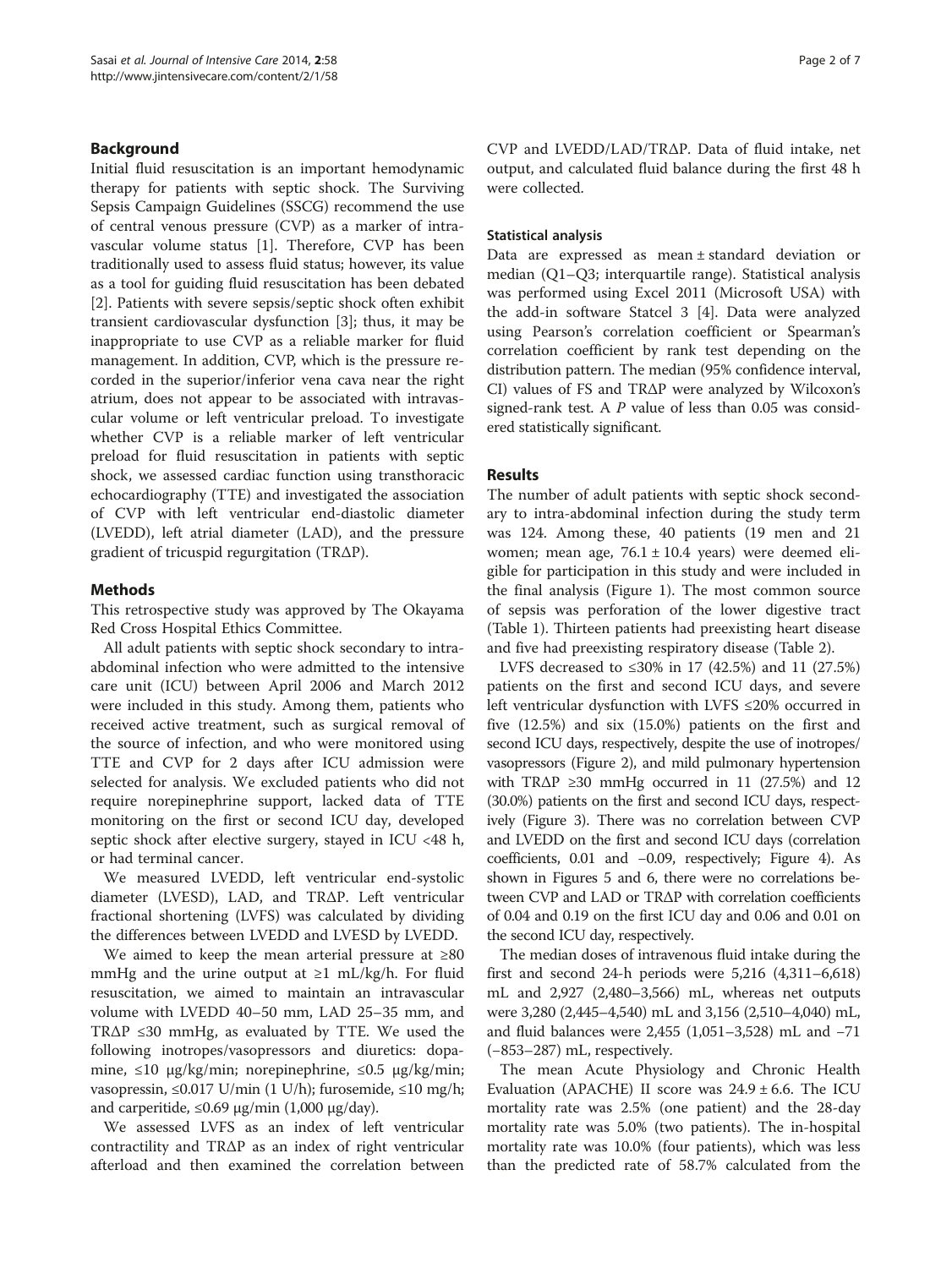## Background

Initial fluid resuscitation is an important hemodynamic therapy for patients with septic shock. The Surviving Sepsis Campaign Guidelines (SSCG) recommend the use of central venous pressure (CVP) as a marker of intravascular volume status [1]. Therefore, CVP has been traditionally used to assess fluid status; however, its value as a tool for guiding fluid resuscitation has been debated [2]. Patients with severe sepsis/septic shock often exhibit transient cardiovascular dysfunction [3]; thus, it may be inappropriate to use CVP as a reliable marker for fluid management. In addition, CVP, which is the pressure recorded in the superior/inferior vena cava near the right atrium, does not appear to be associated with intravascular volume or left ventricular preload. To investigate whether CVP is a reliable marker of left ventricular preload for fluid resuscitation in patients with septic shock, we assessed cardiac function using transthoracic echocardiography (TTE) and investigated the association of CVP with left ventricular end-diastolic diameter (LVEDD), left atrial diameter (LAD), and the pressure gradient of tricuspid regurgitation (TRΔP).

## Methods

This retrospective study was approved by The Okayama Red Cross Hospital Ethics Committee.

All adult patients with septic shock secondary to intra-abdominal infection who were admitted to the intensive care unit (ICU) between April 2006 and March 2012 were included in this study. Among them, patients who received active treatment, such as surgical removal of the source of infection, and who were monitored using TTE and CVP for 2 days after ICU admission were selected for analysis. We excluded patients who did not require norepinephrine support, lacked data of TTE monitoring on the first or second ICU day, developed septic shock after elective surgery, stayed in ICU <48 h, or had terminal cancer.

We measured LVEDD, left ventricular end-systolic diameter (LVESD), LAD, and TRΔP. Left ventricular fractional shortening (LVFS) was calculated by dividing the differences between LVEDD and LVESD by LVEDD.

We aimed to keep the mean arterial pressure at ≥80 mmHg and the urine output at ≥1 mL/kg/h. For fluid resuscitation, we aimed to maintain an intravascular volume with LVEDD 40–50 mm, LAD 25–35 mm, and TRΔP ≤30 mmHg, as evaluated by TTE. We used the following inotropes/vasopressors and diuretics: dopamine, ≤10 μg/kg/min; norepinephrine, ≤0.5 μg/kg/min; vasopressin, ≤0.017 U/min (1 U/h); furosemide, ≤10 mg/h; and carperitide, ≤0.69 μg/min (1,000 μg/day).

We assessed LVFS as an index of left ventricular contractility and TRΔP as an index of right ventricular afterload and then examined the correlation between CVP and LVEDD/LAD/TRΔP. Data of fluid intake, net output, and calculated fluid balance during the first 48 h were collected.

### Statistical analysis

Data are expressed as mean ± standard deviation or median (Q1–Q3; interquartile range). Statistical analysis was performed using Excel 2011 (Microsoft USA) with the add-in software Statcel 3 [4]. Data were analyzed using Pearson's correlation coefficient or Spearman's correlation coefficient by rank test depending on the distribution pattern. The median (95% confidence interval, CI) values of FS and TRΔP were analyzed by Wilcoxon's signed-rank test. A $P$ value of less than 0.05 was considered statistically significant.

## Results

The number of adult patients with septic shock secondary to intra-abdominal infection during the study term was 124. Among these, 40 patients (19 men and 21 women; mean age, 76.1 ± 10.4 years) were deemed eligible for participation in this study and were included in the final analysis (Figure 1). The most common source of sepsis was perforation of the lower digestive tract (Table 1). Thirteen patients had preexisting heart disease and five had preexisting respiratory disease (Table 2).

LVFS decreased to ≤30% in 17 (42.5%) and 11 (27.5%) patients on the first and second ICU days, and severe left ventricular dysfunction with LVFS ≤20% occurred in five (12.5%) and six (15.0%) patients on the first and second ICU days, respectively, despite the use of inotropes/vasopressors (Figure 2), and mild pulmonary hypertension with TRΔP ≥30 mmHg occurred in 11 (27.5%) and 12 (30.0%) patients on the first and second ICU days, respectively (Figure 3). There was no correlation between CVP and LVEDD on the first and second ICU days (correlation coefficients, 0.01 and −0.09, respectively; Figure 4). As shown in Figures 5 and 6, there were no correlations between CVP and LAD or TRΔP with correlation coefficients of 0.04 and 0.19 on the first ICU day and 0.06 and 0.01 on the second ICU day, respectively.

The median doses of intravenous fluid intake during the first and second 24-h periods were 5,216 (4,311–6,618) mL and 2,927 (2,480–3,566) mL, whereas net outputs were 3,280 (2,445–4,540) mL and 3,156 (2,510–4,040) mL, and fluid balances were 2,455 (1,051–3,528) mL and −71 (−853–287) mL, respectively.

The mean Acute Physiology and Chronic Health Evaluation (APACHE) II score was 24.9 ± 6.6. The ICU mortality rate was 2.5% (one patient) and the 28-day mortality rate was 5.0% (two patients). The in-hospital mortality rate was 10.0% (four patients), which was less than the predicted rate of 58.7% calculated from the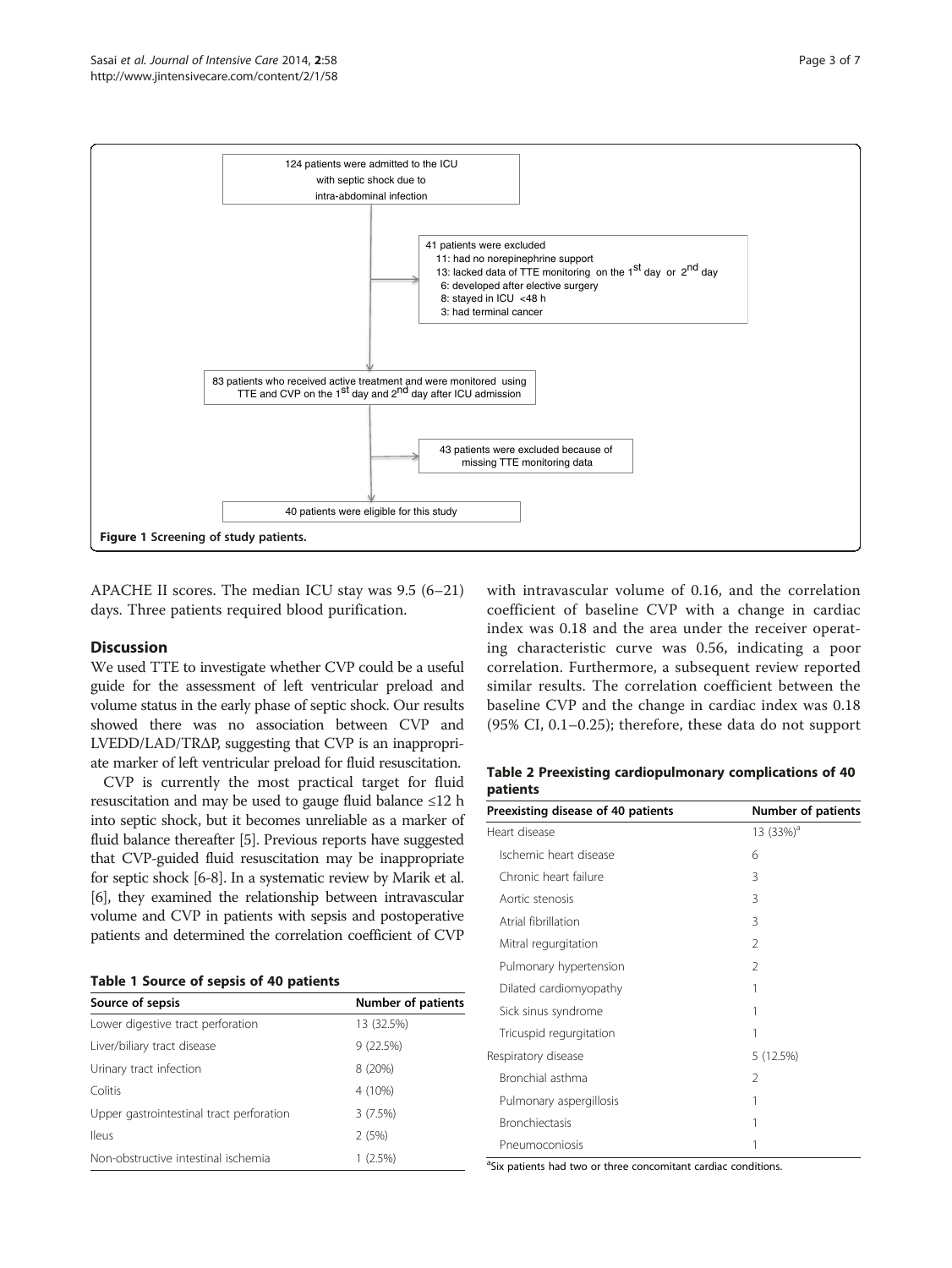124 patients were admitted to the ICU with septic shock due to intra-abdominal infection

41 patients were excluded
- 11: had no norepinephrine support
- 13: lacked data of TTE monitoring on the 1st day or 2nd day
- 6: developed after elective surgery
- 8: stayed in ICU <48 h
- 3: had terminal cancer

83 patients who received active treatment and were monitored using TTE and CVP on the 1st day and 2nd day after ICU admission

43 patients were excluded because of missing TTE monitoring data

40 patients were eligible for this study

**Figure 1** Screening of study patients.

APACHE II scores. The median ICU stay was 9.5 (6–21) days. Three patients required blood purification.

## Discussion

We used TTE to investigate whether CVP could be a useful guide for the assessment of left ventricular preload and volume status in the early phase of septic shock. Our results showed there was no association between CVP and LVEDD/LAD/TRΔP, suggesting that CVP is an inappropriate marker of left ventricular preload for fluid resuscitation.

CVP is currently the most practical target for fluid resuscitation and may be used to gauge fluid balance ≤12 h into septic shock, but it becomes unreliable as a marker of fluid balance thereafter [5]. Previous reports have suggested that CVP-guided fluid resuscitation may be inappropriate for septic shock [6-8]. In a systematic review by Marik et al. [6], they examined the relationship between intravascular volume and CVP in patients with sepsis and postoperative patients and determined the correlation coefficient of CVP with intravascular volume of 0.16, and the correlation coefficient of baseline CVP with a change in cardiac index was 0.18 and the area under the receiver operating characteristic curve was 0.56, indicating a poor correlation. Furthermore, a subsequent review reported similar results. The correlation coefficient between the baseline CVP and the change in cardiac index was 0.18 (95% CI, 0.1–0.25); therefore, these data do not support

**Table 1 Source of sepsis of 40 patients**

| Source of sepsis | Number of patients |
|---|---|
| Lower digestive tract perforation | 13 (32.5%) |
| Liver/biliary tract disease | 9 (22.5%) |
| Urinary tract infection | 8 (20%) |
| Colitis | 4 (10%) |
| Upper gastrointestinal tract perforation | 3 (7.5%) |
| Ileus | 2 (5%) |
| Non-obstructive intestinal ischemia | 1 (2.5%) |

**Table 2 Preexisting cardiopulmonary complications of 40 patients**

| Preexisting disease of 40 patients | Number of patients |
|---|---|
| Heart disease | 13 (33%)[a] |
| Ischemic heart disease | 6 |
| Chronic heart failure | 3 |
| Aortic stenosis | 3 |
| Atrial fibrillation | 3 |
| Mitral regurgitation | 2 |
| Pulmonary hypertension | 2 |
| Dilated cardiomyopathy | 1 |
| Sick sinus syndrome | 1 |
| Tricuspid regurgitation | 1 |
| Respiratory disease | 5 (12.5%) |
| Bronchial asthma | 2 |
| Pulmonary aspergillosis | 1 |
| Bronchiectasis | 1 |
| Pneumoconiosis | 1 |

[a]Six patients had two or three concomitant cardiac conditions.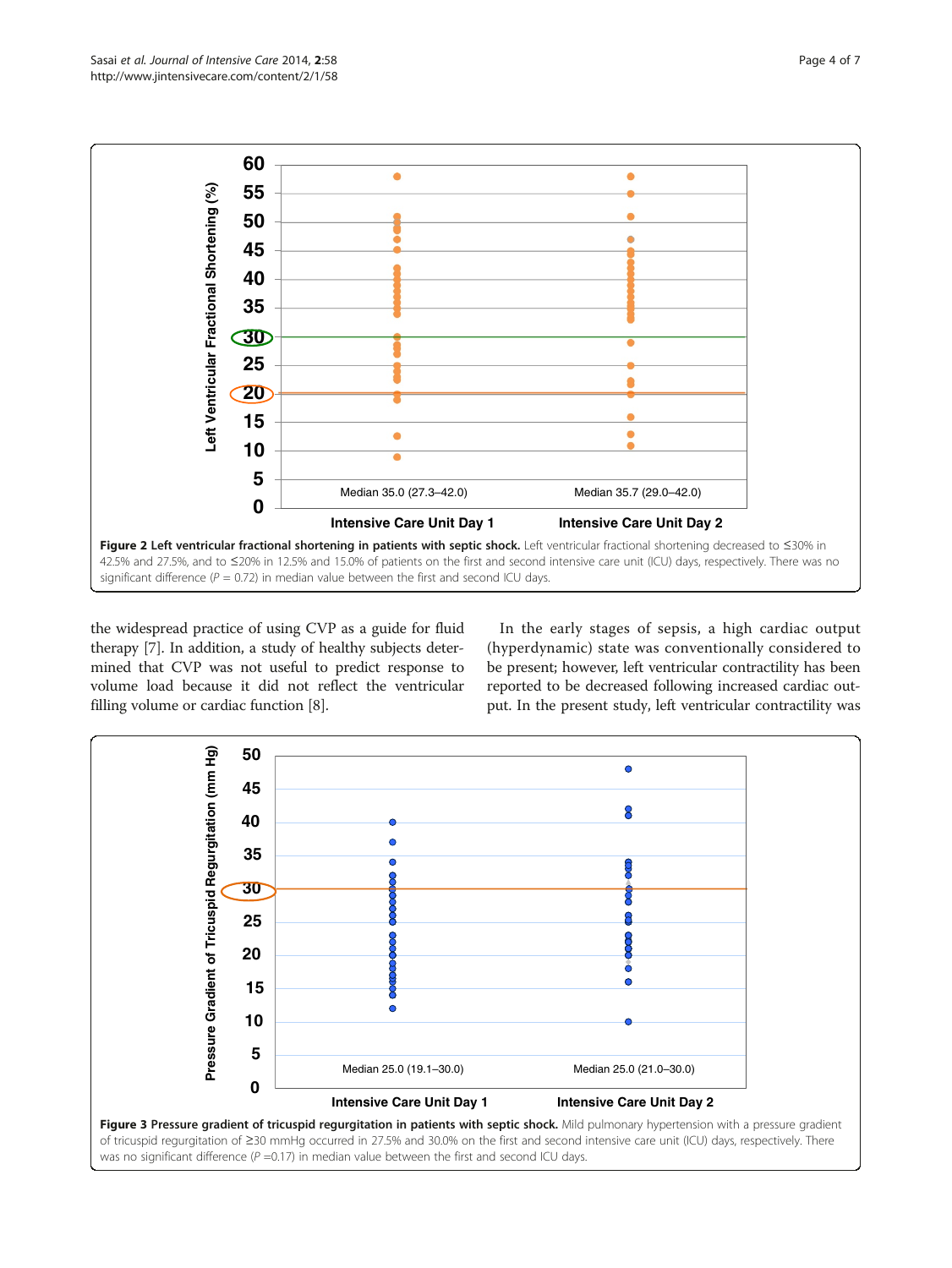**Figure 2 Left ventricular fractional shortening in patients with septic shock.** Left ventricular fractional shortening decreased to ≤30% in 42.5% and 27.5%, and to ≤20% in 12.5% and 15.0% of patients on the first and second intensive care unit (ICU) days, respectively. There was no significant difference ($P$ = 0.72) in median value between the first and second ICU days.

the widespread practice of using CVP as a guide for fluid therapy [7]. In addition, a study of healthy subjects determined that CVP was not useful to predict response to volume load because it did not reflect the ventricular filling volume or cardiac function [8].

In the early stages of sepsis, a high cardiac output (hyperdynamic) state was conventionally considered to be present; however, left ventricular contractility has been reported to be decreased following increased cardiac output. In the present study, left ventricular contractility was

**Figure 3 Pressure gradient of tricuspid regurgitation in patients with septic shock.** Mild pulmonary hypertension with a pressure gradient of tricuspid regurgitation of ≥30 mmHg occurred in 27.5% and 30.0% on the first and second intensive care unit (ICU) days, respectively. There was no significant difference ($P$ =0.17) in median value between the first and second ICU days.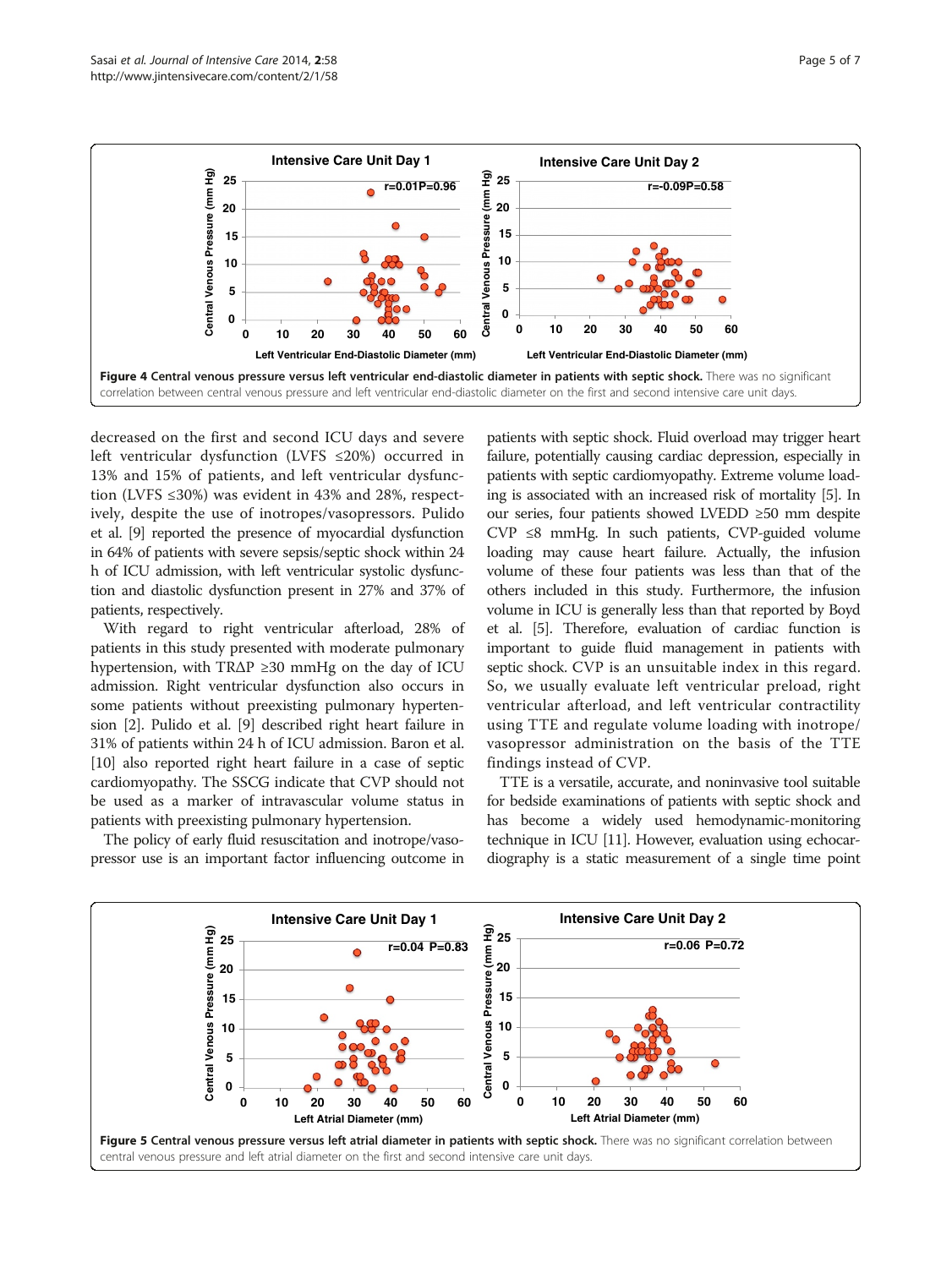**Figure 4 Central venous pressure versus left ventricular end-diastolic diameter in patients with septic shock.** There was no significant correlation between central venous pressure and left ventricular end-diastolic diameter on the first and second intensive care unit days.

decreased on the first and second ICU days and severe left ventricular dysfunction (LVFS ≤20%) occurred in 13% and 15% of patients, and left ventricular dysfunction (LVFS ≤30%) was evident in 43% and 28%, respectively, despite the use of inotropes/vasopressors. Pulido et al. [9] reported the presence of myocardial dysfunction in 64% of patients with severe sepsis/septic shock within 24 h of ICU admission, with left ventricular systolic dysfunction and diastolic dysfunction present in 27% and 37% of patients, respectively.

With regard to right ventricular afterload, 28% of patients in this study presented with moderate pulmonary hypertension, with TRΔP ≥30 mmHg on the day of ICU admission. Right ventricular dysfunction also occurs in some patients without preexisting pulmonary hypertension [2]. Pulido et al. [9] described right heart failure in 31% of patients within 24 h of ICU admission. Baron et al. [10] also reported right heart failure in a case of septic cardiomyopathy. The SSCG indicate that CVP should not be used as a marker of intravascular volume status in patients with preexisting pulmonary hypertension.

The policy of early fluid resuscitation and inotrope/vasopressor use is an important factor influencing outcome in patients with septic shock. Fluid overload may trigger heart failure, potentially causing cardiac depression, especially in patients with septic cardiomyopathy. Extreme volume loading is associated with an increased risk of mortality [5]. In our series, four patients showed LVEDD ≥50 mm despite CVP ≤8 mmHg. In such patients, CVP-guided volume loading may cause heart failure. Actually, the infusion volume of these four patients was less than that of the others included in this study. Furthermore, the infusion volume in ICU is generally less than that reported by Boyd et al. [5]. Therefore, evaluation of cardiac function is important to guide fluid management in patients with septic shock. CVP is an unsuitable index in this regard. So, we usually evaluate left ventricular preload, right ventricular afterload, and left ventricular contractility using TTE and regulate volume loading with inotrope/vasopressor administration on the basis of the TTE findings instead of CVP.

TTE is a versatile, accurate, and noninvasive tool suitable for bedside examinations of patients with septic shock and has become a widely used hemodynamic-monitoring technique in ICU [11]. However, evaluation using echocardiography is a static measurement of a single time point

**Figure 5 Central venous pressure versus left atrial diameter in patients with septic shock.** There was no significant correlation between central venous pressure and left atrial diameter on the first and second intensive care unit days.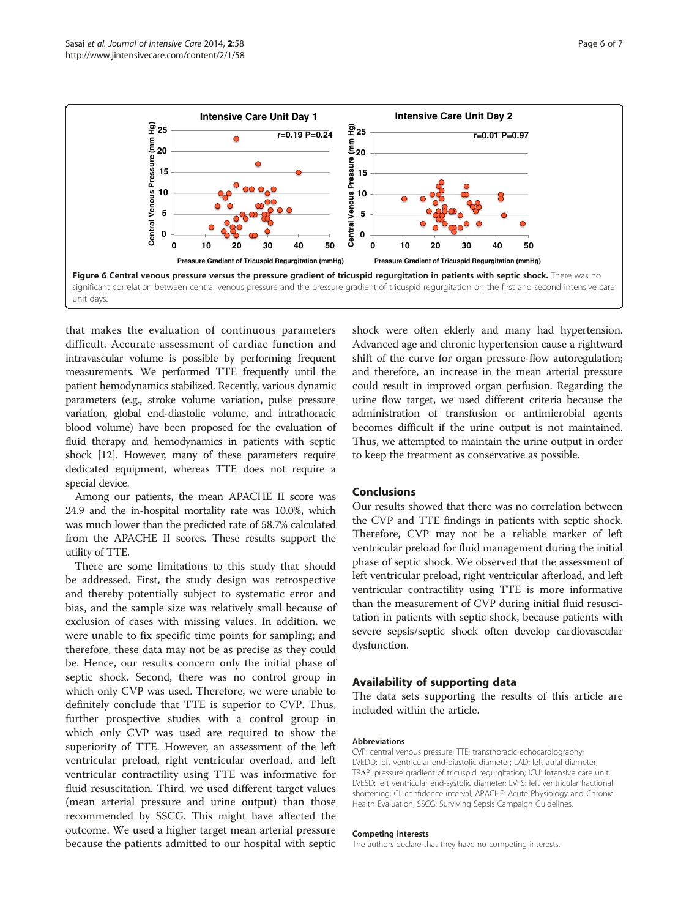Intensive Care Unit Day 1

r=0.19 P=0.24

Central Venous Pressure (mm Hg)

25
20
15
10
5
0

0 10 20 30 40 50

Pressure Gradient of Tricuspid Regurgitation (mmHg)

Intensive Care Unit Day 2

r=0.01 P=0.97

Central Venous Pressure (mm Hg)

25
20
15
10
5
0

0 10 20 30 40 50

Pressure Gradient of Tricuspid Regurgitation (mmHg)

**Figure 6 Central venous pressure versus the pressure gradient of tricuspid regurgitation in patients with septic shock.** There was no significant correlation between central venous pressure and the pressure gradient of tricuspid regurgitation on the first and second intensive care unit days.

that makes the evaluation of continuous parameters difficult. Accurate assessment of cardiac function and intravascular volume is possible by performing frequent measurements. We performed TTE frequently until the patient hemodynamics stabilized. Recently, various dynamic parameters (e.g., stroke volume variation, pulse pressure variation, global end-diastolic volume, and intrathoracic blood volume) have been proposed for the evaluation of fluid therapy and hemodynamics in patients with septic shock [12]. However, many of these parameters require dedicated equipment, whereas TTE does not require a special device.

Among our patients, the mean APACHE II score was 24.9 and the in-hospital mortality rate was 10.0%, which was much lower than the predicted rate of 58.7% calculated from the APACHE II scores. These results support the utility of TTE.

There are some limitations to this study that should be addressed. First, the study design was retrospective and thereby potentially subject to systematic error and bias, and the sample size was relatively small because of exclusion of cases with missing values. In addition, we were unable to fix specific time points for sampling; and therefore, these data may not be as precise as they could be. Hence, our results concern only the initial phase of septic shock. Second, there was no control group in which only CVP was used. Therefore, we were unable to definitely conclude that TTE is superior to CVP. Thus, further prospective studies with a control group in which only CVP was used are required to show the superiority of TTE. However, an assessment of the left ventricular preload, right ventricular overload, and left ventricular contractility using TTE was informative for fluid resuscitation. Third, we used different target values (mean arterial pressure and urine output) than those recommended by SSCG. This might have affected the outcome. We used a higher target mean arterial pressure because the patients admitted to our hospital with septic shock were often elderly and many had hypertension. Advanced age and chronic hypertension cause a rightward shift of the curve for organ pressure-flow autoregulation; and therefore, an increase in the mean arterial pressure could result in improved organ perfusion. Regarding the urine flow target, we used different criteria because the administration of transfusion or antimicrobial agents becomes difficult if the urine output is not maintained. Thus, we attempted to maintain the urine output in order to keep the treatment as conservative as possible.

## Conclusions

Our results showed that there was no correlation between the CVP and TTE findings in patients with septic shock. Therefore, CVP may not be a reliable marker of left ventricular preload for fluid management during the initial phase of septic shock. We observed that the assessment of left ventricular preload, right ventricular afterload, and left ventricular contractility using TTE is more informative than the measurement of CVP during initial fluid resuscitation in patients with septic shock, because patients with severe sepsis/septic shock often develop cardiovascular dysfunction.

## Availability of supporting data

The data sets supporting the results of this article are included within the article.

#### Abbreviations

CVP: central venous pressure; TTE: transthoracic echocardiography; LVEDD: left ventricular end-diastolic diameter; LAD: left atrial diameter; TRΔP: pressure gradient of tricuspid regurgitation; ICU: intensive care unit; LVESD: left ventricular end-systolic diameter; LVFS: left ventricular fractional shortening; CI: confidence interval; APACHE: Acute Physiology and Chronic Health Evaluation; SSCG: Surviving Sepsis Campaign Guidelines.

#### Competing interests

The authors declare that they have no competing interests.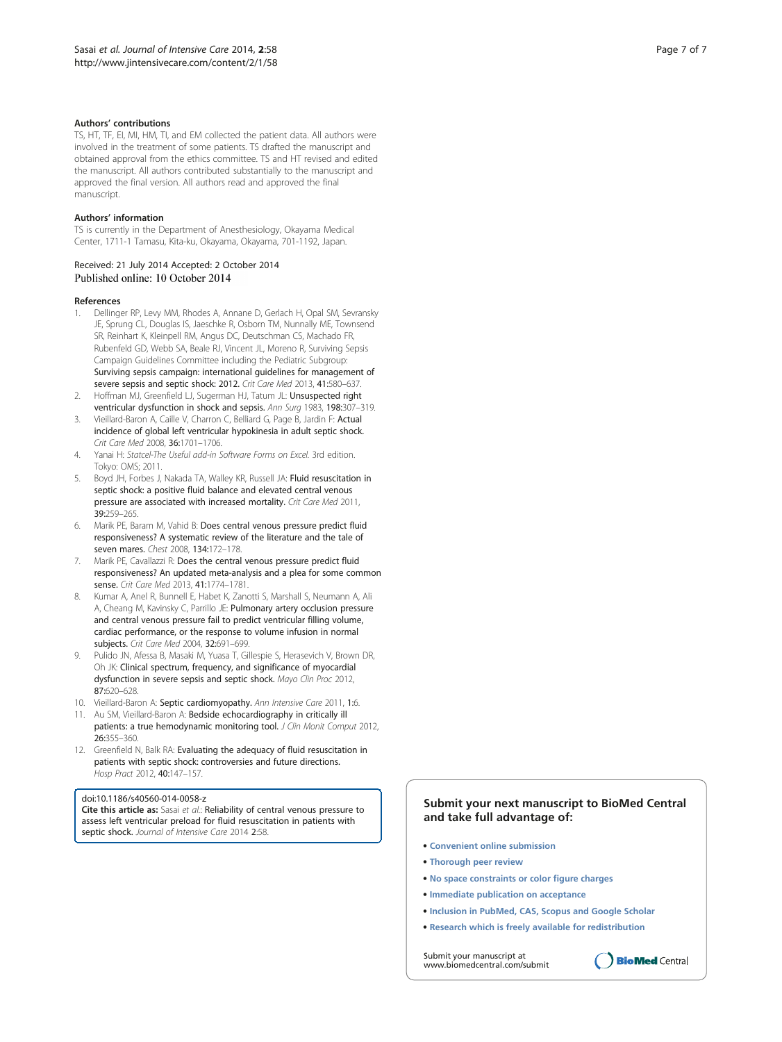### Authors' contributions

TS, HT, TF, EI, MI, HM, TI, and EM collected the patient data. All authors were involved in the treatment of some patients. TS drafted the manuscript and obtained approval from the ethics committee. TS and HT revised and edited the manuscript. All authors contributed substantially to the manuscript and approved the final version. All authors read and approved the final manuscript.

### Authors' information

TS is currently in the Department of Anesthesiology, Okayama Medical Center, 1711-1 Tamasu, Kita-ku, Okayama, Okayama, 701-1192, Japan.

Received: 21 July 2014 Accepted: 2 October 2014
Published online: 10 October 2014

### References

1. Dellinger RP, Levy MM, Rhodes A, Annane D, Gerlach H, Opal SM, Sevransky JE, Sprung CL, Douglas IS, Jaeschke R, Osborn TM, Nunnally ME, Townsend SR, Reinhart K, Kleinpell RM, Angus DC, Deutschman CS, Machado FR, Rubenfeld GD, Webb SA, Beale RJ, Vincent JL, Moreno R, Surviving Sepsis Campaign Guidelines Committee including the Pediatric Subgroup: **Surviving sepsis campaign: international guidelines for management of severe sepsis and septic shock: 2012.** *Crit Care Med* 2013, **41:**580–637.
2. Hoffman MJ, Greenfield LJ, Sugerman HJ, Tatum JL: **Unsuspected right ventricular dysfunction in shock and sepsis.** *Ann Surg* 1983, **198:**307–319.
3. Vieillard-Baron A, Caille V, Charron C, Belliard G, Page B, Jardin F: **Actual incidence of global left ventricular hypokinesia in adult septic shock.** *Crit Care Med* 2008, **36:**1701–1706.
4. Yanai H: *Statcel-The Useful add-in Software Forms on Excel.* 3rd edition. Tokyo: OMS; 2011.
5. Boyd JH, Forbes J, Nakada TA, Walley KR, Russell JA: **Fluid resuscitation in septic shock: a positive fluid balance and elevated central venous pressure are associated with increased mortality.** *Crit Care Med* 2011, **39:**259–265.
6. Marik PE, Baram M, Vahid B: **Does central venous pressure predict fluid responsiveness? A systematic review of the literature and the tale of seven mares.** *Chest* 2008, **134:**172–178.
7. Marik PE, Cavallazzi R: **Does the central venous pressure predict fluid responsiveness? An updated meta-analysis and a plea for some common sense.** *Crit Care Med* 2013, **41:**1774–1781.
8. Kumar A, Anel R, Bunnell E, Habet K, Zanotti S, Marshall S, Neumann A, Ali A, Cheang M, Kavinsky C, Parrillo JE: **Pulmonary artery occlusion pressure and central venous pressure fail to predict ventricular filling volume, cardiac performance, or the response to volume infusion in normal subjects.** *Crit Care Med* 2004, **32:**691–699.
9. Pulido JN, Afessa B, Masaki M, Yuasa T, Gillespie S, Herasevich V, Brown DR, Oh JK: **Clinical spectrum, frequency, and significance of myocardial dysfunction in severe sepsis and septic shock.** *Mayo Clin Proc* 2012, **87:**620–628.
10. Vieillard-Baron A: **Septic cardiomyopathy.** *Ann Intensive Care* 2011, **1:**6.
11. Au SM, Vieillard-Baron A: **Bedside echocardiography in critically ill patients: a true hemodynamic monitoring tool.** *J Clin Monit Comput* 2012, **26:**355–360.
12. Greenfield N, Balk RA: **Evaluating the adequacy of fluid resuscitation in patients with septic shock: controversies and future directions.** *Hosp Pract* 2012, **40:**147–157.

doi:10.1186/s40560-014-0058-z
**Cite this article as:** Sasai *et al.*: Reliability of central venous pressure to assess left ventricular preload for fluid resuscitation in patients with septic shock. *Journal of Intensive Care* 2014 **2**:58.

**Submit your next manuscript to BioMed Central and take full advantage of:**

- Convenient online submission
- Thorough peer review
- No space constraints or color figure charges
- Immediate publication on acceptance
- Inclusion in PubMed, CAS, Scopus and Google Scholar
- Research which is freely available for redistribution

Submit your manuscript at
www.biomedcentral.com/submit